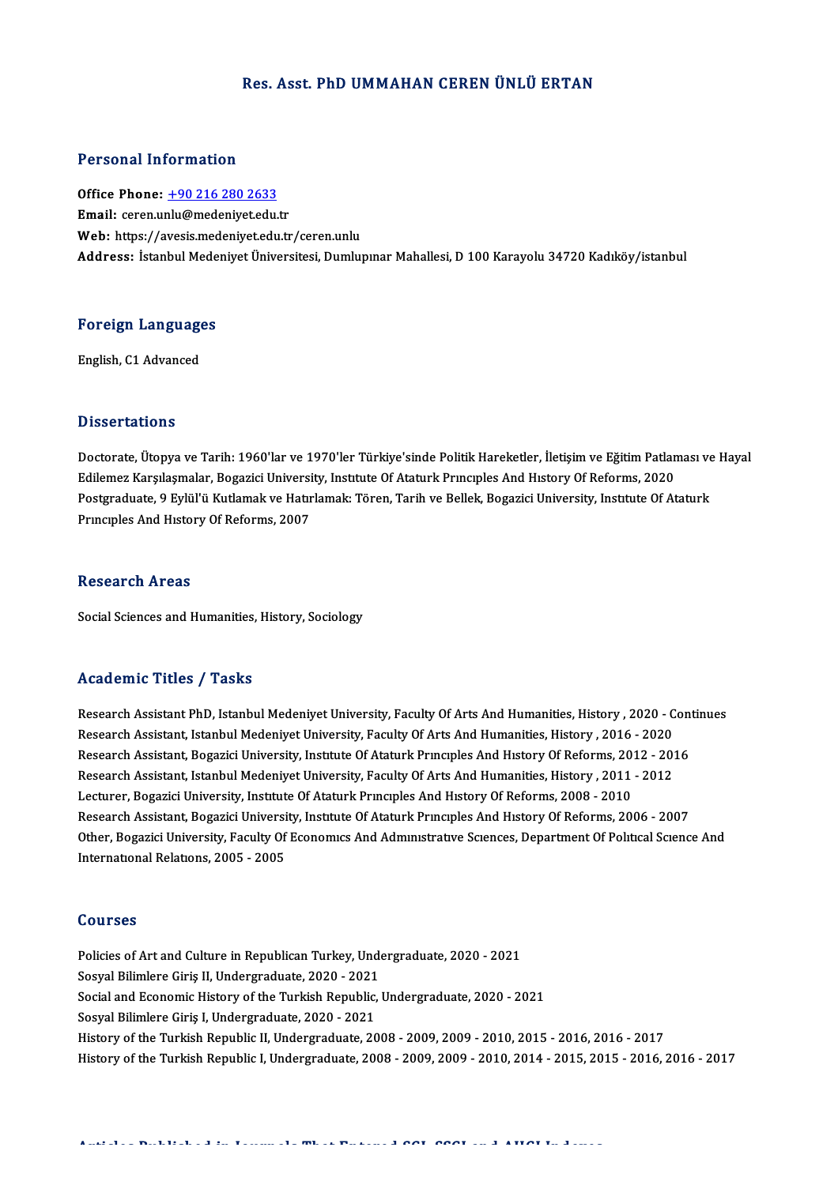# Res. Asst. PhD UMMAHAN CEREN ÜNLÜ ERTAN

## Personal Information

**Office Phone:** +90 216 280 2633
**Email:** ceren.unlu@medeniyet.edu.tr
**Web:** https://avesis.medeniyet.edu.tr/ceren.unlu
**Address:** İstanbul Medeniyet Üniversitesi, Dumlupınar Mahallesi, D 100 Karayolu 34720 Kadıköy/istanbul

## Foreign Languages

English, C1 Advanced

## Dissertations

Doctorate, Ütopya ve Tarih: 1960'lar ve 1970'ler Türkiye'sinde Politik Hareketler, İletişim ve Eğitim Patlaması ve Hayal Edilemez Karşılaşmalar, Bogazici University, Institute Of Ataturk Principles And History Of Reforms, 2020
Postgraduate, 9 Eylül'ü Kutlamak ve Hatırlamak: Tören, Tarih ve Bellek, Bogazici University, Institute Of Ataturk Principles And History Of Reforms, 2007

## Research Areas

Social Sciences and Humanities, History, Sociology

## Academic Titles / Tasks

Research Assistant PhD, Istanbul Medeniyet University, Faculty Of Arts And Humanities, History , 2020 - Continues
Research Assistant, Istanbul Medeniyet University, Faculty Of Arts And Humanities, History , 2016 - 2020
Research Assistant, Bogazici University, Institute Of Ataturk Principles And History Of Reforms, 2012 - 2016
Research Assistant, Istanbul Medeniyet University, Faculty Of Arts And Humanities, History , 2011 - 2012
Lecturer, Bogazici University, Institute Of Ataturk Principles And History Of Reforms, 2008 - 2010
Research Assistant, Bogazici University, Institute Of Ataturk Principles And History Of Reforms, 2006 - 2007
Other, Bogazici University, Faculty Of Economics And Administrative Sciences, Department Of Political Science And International Relations, 2005 - 2005

## Courses

Policies of Art and Culture in Republican Turkey, Undergraduate, 2020 - 2021
Sosyal Bilimlere Giriş II, Undergraduate, 2020 - 2021
Social and Economic History of the Turkish Republic, Undergraduate, 2020 - 2021
Sosyal Bilimlere Giriş I, Undergraduate, 2020 - 2021
History of the Turkish Republic II, Undergraduate, 2008 - 2009, 2009 - 2010, 2015 - 2016, 2016 - 2017
History of the Turkish Republic I, Undergraduate, 2008 - 2009, 2009 - 2010, 2014 - 2015, 2015 - 2016, 2016 - 2017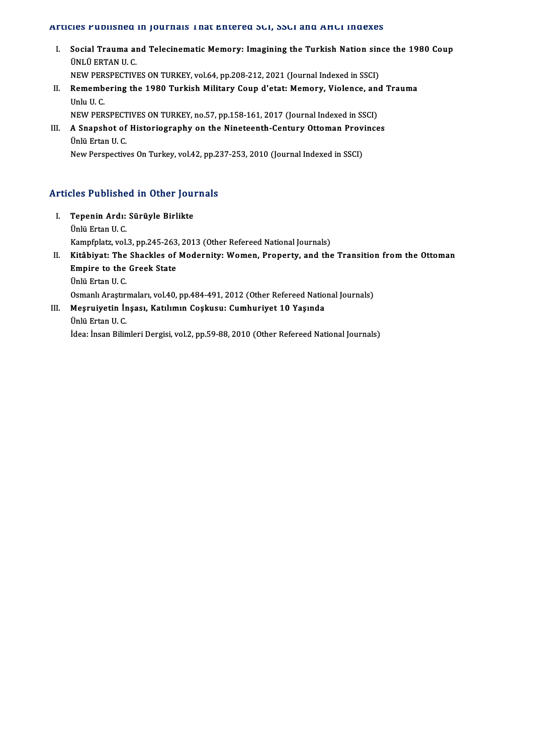## Articles Published in Journals That Entered SCI, SSCI and AHCI Indexes

I. **Social Trauma and Telecinematic Memory: Imagining the Turkish Nation since the 1980 Coup**
ÜNLÜ ERTAN U. C.
NEW PERSPECTIVES ON TURKEY, vol.64, pp.208-212, 2021 (Journal Indexed in SSCI)

II. **Remembering the 1980 Turkish Military Coup d'etat: Memory, Violence, and Trauma**
Unlu U. C.
NEW PERSPECTIVES ON TURKEY, no.57, pp.158-161, 2017 (Journal Indexed in SSCI)

III. **A Snapshot of Historiography on the Nineteenth-Century Ottoman Provinces**
Ünlü Ertan U. C.
New Perspectives On Turkey, vol.42, pp.237-253, 2010 (Journal Indexed in SSCI)

## Articles Published in Other Journals

I. **Tepenin Ardı: Sürüyle Birlikte**
Ünlü Ertan U. C.
Kampfplatz, vol.3, pp.245-263, 2013 (Other Refereed National Journals)

II. **Kitâbiyat: The Shackles of Modernity: Women, Property, and the Transition from the Ottoman Empire to the Greek State**
Ünlü Ertan U. C.
Osmanlı Araştırmaları, vol.40, pp.484-491, 2012 (Other Refereed National Journals)

III. **Meşruiyetin İnşası, Katılımın Coşkusu: Cumhuriyet 10 Yaşında**
Ünlü Ertan U. C.
İdea: İnsan Bilimleri Dergisi, vol.2, pp.59-88, 2010 (Other Refereed National Journals)